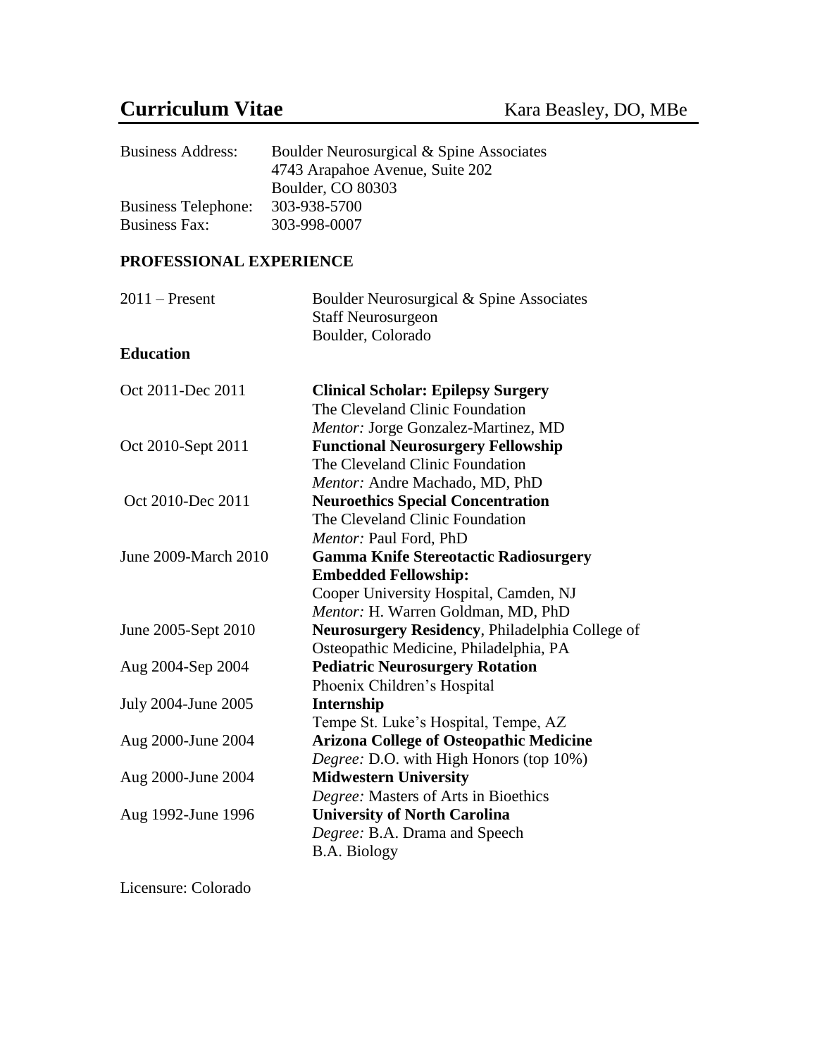# Curriculum Vitae

Kara Beasley, DO, MBe

| | |
|---|---|
| Business Address: | Boulder Neurosurgical & Spine Associates<br>4743 Arapahoe Avenue, Suite 202<br>Boulder, CO 80303 |
| Business Telephone: | 303-938-5700 |
| Business Fax: | 303-998-0007 |

## PROFESSIONAL EXPERIENCE

| | |
|---|---|
| 2011 – Present | Boulder Neurosurgical & Spine Associates<br>Staff Neurosurgeon<br>Boulder, Colorado |

### Education

| | |
|---|---|
| Oct 2011-Dec 2011 | **Clinical Scholar: Epilepsy Surgery**<br>The Cleveland Clinic Foundation<br>*Mentor:* Jorge Gonzalez-Martinez, MD |
| Oct 2010-Sept 2011 | **Functional Neurosurgery Fellowship**<br>The Cleveland Clinic Foundation<br>*Mentor:* Andre Machado, MD, PhD |
| Oct 2010-Dec 2011 | **Neuroethics Special Concentration**<br>The Cleveland Clinic Foundation<br>*Mentor:* Paul Ford, PhD |
| June 2009-March 2010 | **Gamma Knife Stereotactic Radiosurgery Embedded Fellowship:**<br>Cooper University Hospital, Camden, NJ<br>*Mentor:* H. Warren Goldman, MD, PhD |
| June 2005-Sept 2010 | **Neurosurgery Residency**, Philadelphia College of Osteopathic Medicine, Philadelphia, PA |
| Aug 2004-Sep 2004 | **Pediatric Neurosurgery Rotation**<br>Phoenix Children's Hospital |
| July 2004-June 2005 | **Internship**<br>Tempe St. Luke's Hospital, Tempe, AZ |
| Aug 2000-June 2004 | **Arizona College of Osteopathic Medicine**<br>*Degree:* D.O. with High Honors (top 10%) |
| Aug 2000-June 2004 | **Midwestern University**<br>*Degree:* Masters of Arts in Bioethics |
| Aug 1992-June 1996 | **University of North Carolina**<br>*Degree:* B.A. Drama and Speech<br>B.A. Biology |

Licensure: Colorado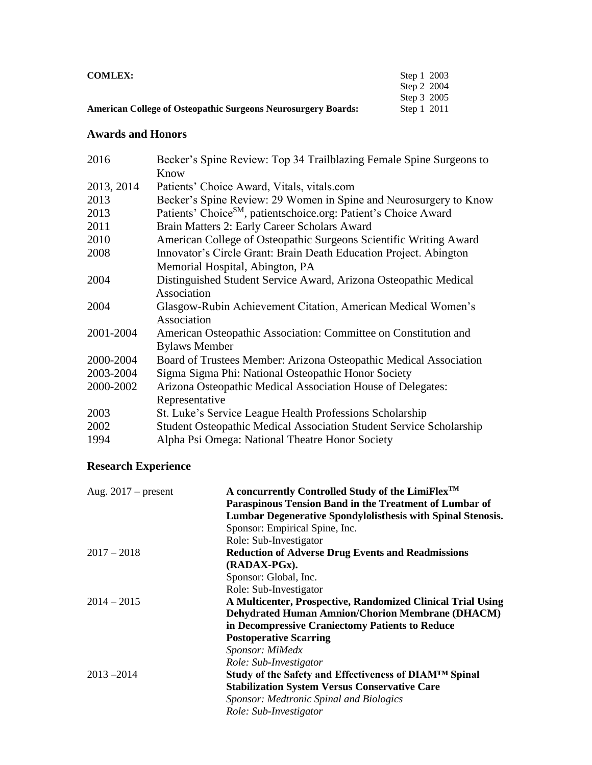| | |
|---|---|
| **COMLEX:** | Step 1 2003<br>Step 2 2004<br>Step 3 2005 |
| **American College of Osteopathic Surgeons Neurosurgery Boards:** | Step 1 2011 |

## Awards and Honors

| | |
|---|---|
| 2016 | Becker's Spine Review: Top 34 Trailblazing Female Spine Surgeons to Know |
| 2013, 2014 | Patients' Choice Award, Vitals, vitals.com |
| 2013 | Becker's Spine Review: 29 Women in Spine and Neurosurgery to Know |
| 2013 | Patients' Choice[SM], patientschoice.org: Patient's Choice Award |
| 2011 | Brain Matters 2: Early Career Scholars Award |
| 2010 | American College of Osteopathic Surgeons Scientific Writing Award |
| 2008 | Innovator's Circle Grant: Brain Death Education Project. Abington Memorial Hospital, Abington, PA |
| 2004 | Distinguished Student Service Award, Arizona Osteopathic Medical Association |
| 2004 | Glasgow-Rubin Achievement Citation, American Medical Women's Association |
| 2001-2004 | American Osteopathic Association: Committee on Constitution and Bylaws Member |
| 2000-2004 | Board of Trustees Member: Arizona Osteopathic Medical Association |
| 2003-2004 | Sigma Sigma Phi: National Osteopathic Honor Society |
| 2000-2002 | Arizona Osteopathic Medical Association House of Delegates: Representative |
| 2003 | St. Luke's Service League Health Professions Scholarship |
| 2002 | Student Osteopathic Medical Association Student Service Scholarship |
| 1994 | Alpha Psi Omega: National Theatre Honor Society |

## Research Experience

| | |
|---|---|
| Aug. 2017 – present | **A concurrently Controlled Study of the LimiFlex[TM] Paraspinous Tension Band in the Treatment of Lumbar of Lumbar Degenerative Spondylolisthesis with Spinal Stenosis.**<br>Sponsor: Empirical Spine, Inc.<br>Role: Sub-Investigator |
| 2017 – 2018 | **Reduction of Adverse Drug Events and Readmissions (RADAX-PGx).**<br>Sponsor: Global, Inc.<br>Role: Sub-Investigator |
| 2014 – 2015 | **A Multicenter, Prospective, Randomized Clinical Trial Using Dehydrated Human Amnion/Chorion Membrane (DHACM) in Decompressive Craniectomy Patients to Reduce Postoperative Scarring**<br>*Sponsor: MiMedx*<br>*Role: Sub-Investigator* |
| 2013 –2014 | **Study of the Safety and Effectiveness of DIAM™ Spinal Stabilization System Versus Conservative Care**<br>*Sponsor: Medtronic Spinal and Biologics*<br>*Role: Sub-Investigator* |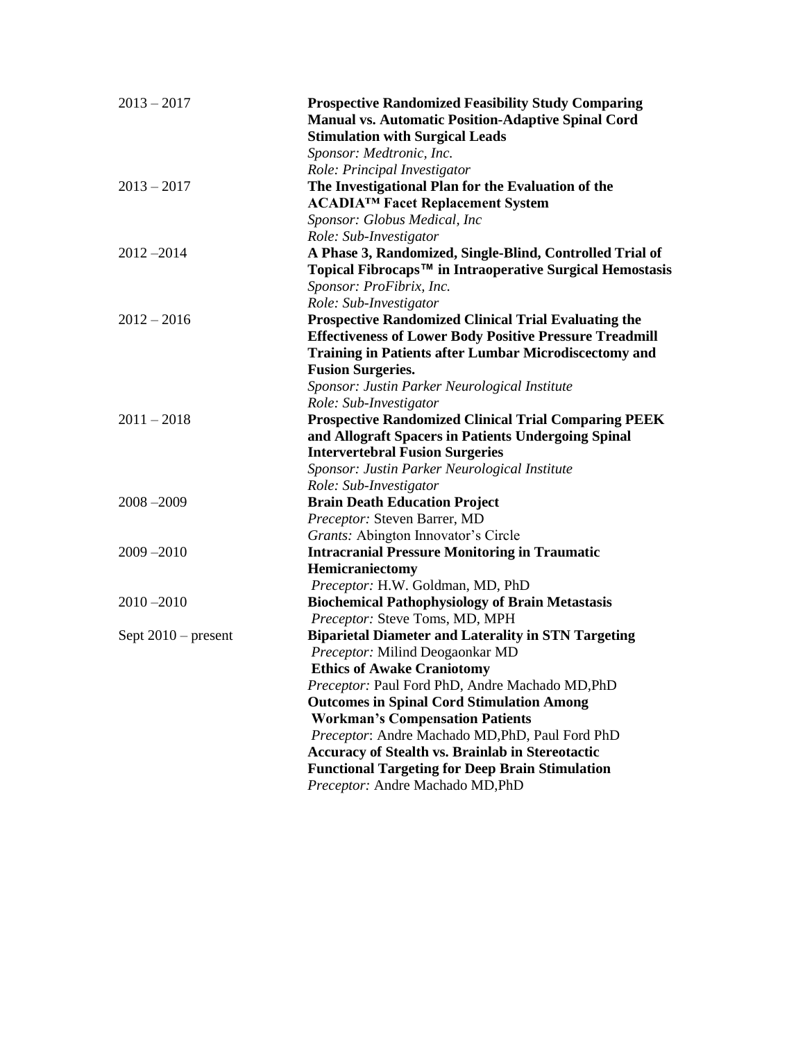2013 – 2017 **Prospective Randomized Feasibility Study Comparing Manual vs. Automatic Position-Adaptive Spinal Cord Stimulation with Surgical Leads**
*Sponsor: Medtronic, Inc.*
*Role: Principal Investigator*

2013 – 2017 **The Investigational Plan for the Evaluation of the ACADIA™ Facet Replacement System**
*Sponsor: Globus Medical, Inc*
*Role: Sub-Investigator*

2012 –2014 **A Phase 3, Randomized, Single-Blind, Controlled Trial of Topical Fibrocaps™ in Intraoperative Surgical Hemostasis**
*Sponsor: ProFibrix, Inc.*
*Role: Sub-Investigator*

2012 – 2016 **Prospective Randomized Clinical Trial Evaluating the Effectiveness of Lower Body Positive Pressure Treadmill Training in Patients after Lumbar Microdiscectomy and Fusion Surgeries.**
*Sponsor: Justin Parker Neurological Institute*
*Role: Sub-Investigator*

2011 – 2018 **Prospective Randomized Clinical Trial Comparing PEEK and Allograft Spacers in Patients Undergoing Spinal Intervertebral Fusion Surgeries**
*Sponsor: Justin Parker Neurological Institute*
*Role: Sub-Investigator*

2008 –2009 **Brain Death Education Project**
*Preceptor:* Steven Barrer, MD
*Grants:* Abington Innovator's Circle

2009 –2010 **Intracranial Pressure Monitoring in Traumatic Hemicraniectomy**
*Preceptor:* H.W. Goldman, MD, PhD

2010 –2010 **Biochemical Pathophysiology of Brain Metastasis**
*Preceptor:* Steve Toms, MD, MPH

Sept 2010 – present **Biparietal Diameter and Laterality in STN Targeting**
*Preceptor:* Milind Deogaonkar MD
**Ethics of Awake Craniotomy**
*Preceptor:* Paul Ford PhD, Andre Machado MD,PhD
**Outcomes in Spinal Cord Stimulation Among Workman's Compensation Patients**
*Preceptor*: Andre Machado MD,PhD, Paul Ford PhD
**Accuracy of Stealth vs. Brainlab in Stereotactic Functional Targeting for Deep Brain Stimulation**
*Preceptor:* Andre Machado MD,PhD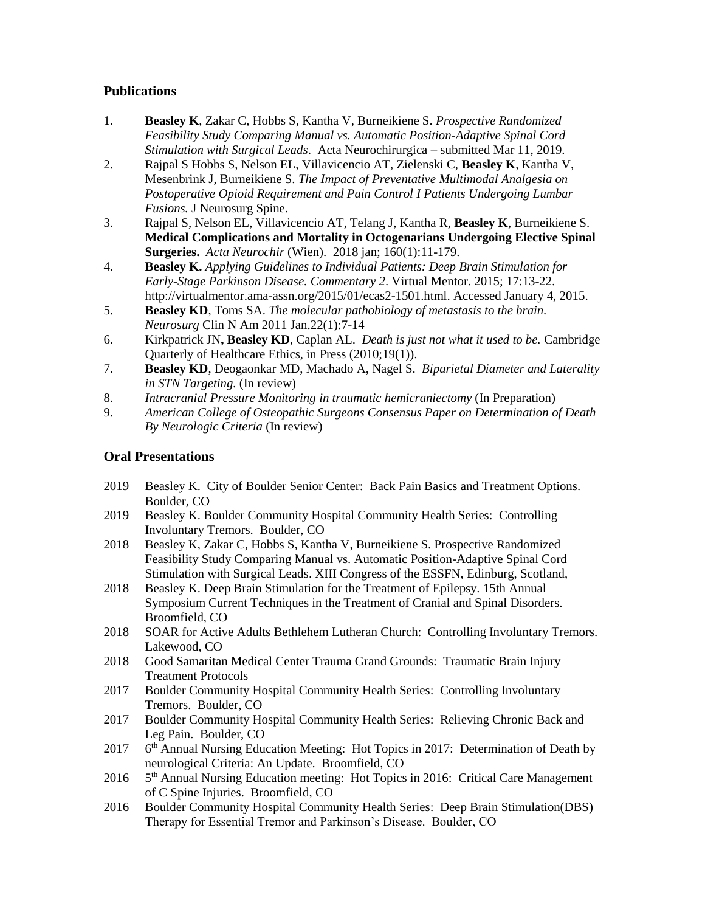## Publications

1. **Beasley K**, Zakar C, Hobbs S, Kantha V, Burneikiene S. *Prospective Randomized Feasibility Study Comparing Manual vs. Automatic Position-Adaptive Spinal Cord Stimulation with Surgical Leads*. Acta Neurochirurgica – submitted Mar 11, 2019.
2. Rajpal S Hobbs S, Nelson EL, Villavicencio AT, Zielenski C, **Beasley K**, Kantha V, Mesenbrink J, Burneikiene S. *The Impact of Preventative Multimodal Analgesia on Postoperative Opioid Requirement and Pain Control I Patients Undergoing Lumbar Fusions.* J Neurosurg Spine.
3. Rajpal S, Nelson EL, Villavicencio AT, Telang J, Kantha R, **Beasley K**, Burneikiene S. **Medical Complications and Mortality in Octogenarians Undergoing Elective Spinal Surgeries.** *Acta Neurochir* (Wien). 2018 jan; 160(1):11-179.
4. **Beasley K.** *Applying Guidelines to Individual Patients: Deep Brain Stimulation for Early-Stage Parkinson Disease. Commentary 2*. Virtual Mentor. 2015; 17:13-22. http://virtualmentor.ama-assn.org/2015/01/ecas2-1501.html. Accessed January 4, 2015.
5. **Beasley KD**, Toms SA. *The molecular pathobiology of metastasis to the brain. Neurosurg* Clin N Am 2011 Jan.22(1):7-14
6. Kirkpatrick JN**, Beasley KD**, Caplan AL. *Death is just not what it used to be.* Cambridge Quarterly of Healthcare Ethics, in Press (2010;19(1)).
7. **Beasley KD**, Deogaonkar MD, Machado A, Nagel S. *Biparietal Diameter and Laterality in STN Targeting.* (In review)
8. *Intracranial Pressure Monitoring in traumatic hemicraniectomy* (In Preparation)
9. *American College of Osteopathic Surgeons Consensus Paper on Determination of Death By Neurologic Criteria* (In review)

## Oral Presentations

- 2019 Beasley K. City of Boulder Senior Center: Back Pain Basics and Treatment Options. Boulder, CO
- 2019 Beasley K. Boulder Community Hospital Community Health Series: Controlling Involuntary Tremors. Boulder, CO
- 2018 Beasley K, Zakar C, Hobbs S, Kantha V, Burneikiene S. Prospective Randomized Feasibility Study Comparing Manual vs. Automatic Position-Adaptive Spinal Cord Stimulation with Surgical Leads. XIII Congress of the ESSFN, Edinburg, Scotland,
- 2018 Beasley K. Deep Brain Stimulation for the Treatment of Epilepsy. 15th Annual Symposium Current Techniques in the Treatment of Cranial and Spinal Disorders. Broomfield, CO
- 2018 SOAR for Active Adults Bethlehem Lutheran Church: Controlling Involuntary Tremors. Lakewood, CO
- 2018 Good Samaritan Medical Center Trauma Grand Grounds: Traumatic Brain Injury Treatment Protocols
- 2017 Boulder Community Hospital Community Health Series: Controlling Involuntary Tremors. Boulder, CO
- 2017 Boulder Community Hospital Community Health Series: Relieving Chronic Back and Leg Pain. Boulder, CO
- 2017 6th Annual Nursing Education Meeting: Hot Topics in 2017: Determination of Death by neurological Criteria: An Update. Broomfield, CO
- 2016 5th Annual Nursing Education meeting: Hot Topics in 2016: Critical Care Management of C Spine Injuries. Broomfield, CO
- 2016 Boulder Community Hospital Community Health Series: Deep Brain Stimulation(DBS) Therapy for Essential Tremor and Parkinson's Disease. Boulder, CO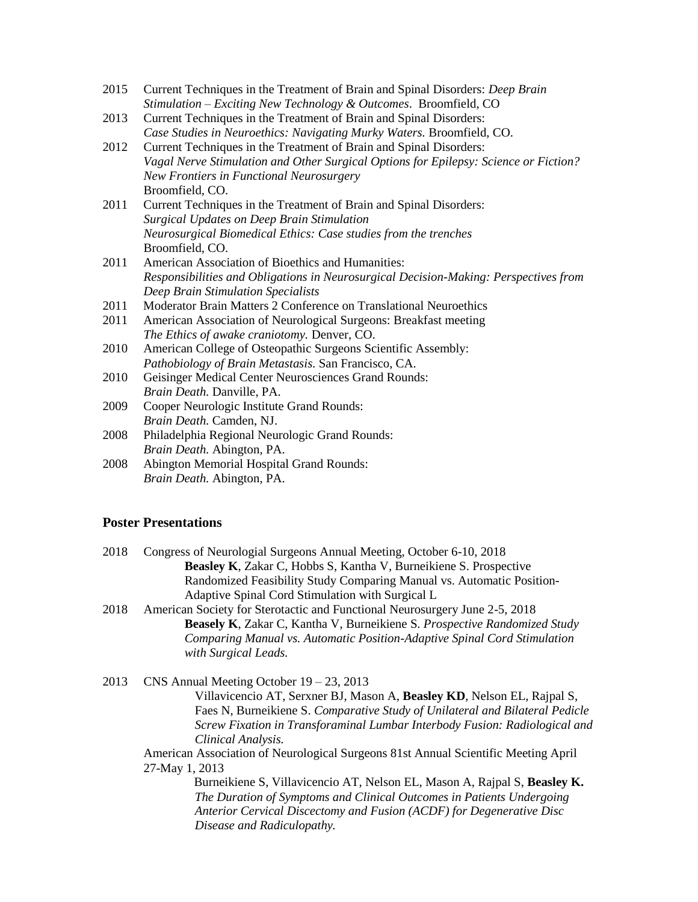2015 Current Techniques in the Treatment of Brain and Spinal Disorders: *Deep Brain Stimulation – Exciting New Technology & Outcomes*. Broomfield, CO

2013 Current Techniques in the Treatment of Brain and Spinal Disorders: *Case Studies in Neuroethics: Navigating Murky Waters.* Broomfield, CO.

2012 Current Techniques in the Treatment of Brain and Spinal Disorders: *Vagal Nerve Stimulation and Other Surgical Options for Epilepsy: Science or Fiction?* *New Frontiers in Functional Neurosurgery* Broomfield, CO.

2011 Current Techniques in the Treatment of Brain and Spinal Disorders: *Surgical Updates on Deep Brain Stimulation* *Neurosurgical Biomedical Ethics: Case studies from the trenches* Broomfield, CO.

2011 American Association of Bioethics and Humanities: *Responsibilities and Obligations in Neurosurgical Decision-Making: Perspectives from Deep Brain Stimulation Specialists*

2011 Moderator Brain Matters 2 Conference on Translational Neuroethics

2011 American Association of Neurological Surgeons: Breakfast meeting *The Ethics of awake craniotomy.* Denver, CO.

2010 American College of Osteopathic Surgeons Scientific Assembly: *Pathobiology of Brain Metastasis.* San Francisco, CA.

2010 Geisinger Medical Center Neurosciences Grand Rounds: *Brain Death.* Danville, PA.

2009 Cooper Neurologic Institute Grand Rounds: *Brain Death.* Camden, NJ.

2008 Philadelphia Regional Neurologic Grand Rounds: *Brain Death.* Abington, PA.

2008 Abington Memorial Hospital Grand Rounds: *Brain Death.* Abington, PA.

## Poster Presentations

2018 Congress of Neurologial Surgeons Annual Meeting, October 6-10, 2018
**Beasley K**, Zakar C, Hobbs S, Kantha V, Burneikiene S. Prospective Randomized Feasibility Study Comparing Manual vs. Automatic Position-Adaptive Spinal Cord Stimulation with Surgical L

2018 American Society for Sterotactic and Functional Neurosurgery June 2-5, 2018
**Beasely K**, Zakar C, Kantha V, Burneikiene S. *Prospective Randomized Study Comparing Manual vs. Automatic Position-Adaptive Spinal Cord Stimulation with Surgical Leads.*

2013 CNS Annual Meeting October 19 – 23, 2013
Villavicencio AT, Serxner BJ, Mason A, **Beasley KD**, Nelson EL, Rajpal S, Faes N, Burneikiene S. *Comparative Study of Unilateral and Bilateral Pedicle Screw Fixation in Transforaminal Lumbar Interbody Fusion: Radiological and Clinical Analysis.*

American Association of Neurological Surgeons 81st Annual Scientific Meeting April 27-May 1, 2013
Burneikiene S, Villavicencio AT, Nelson EL, Mason A, Rajpal S, **Beasley K.** *The Duration of Symptoms and Clinical Outcomes in Patients Undergoing Anterior Cervical Discectomy and Fusion (ACDF) for Degenerative Disc Disease and Radiculopathy.*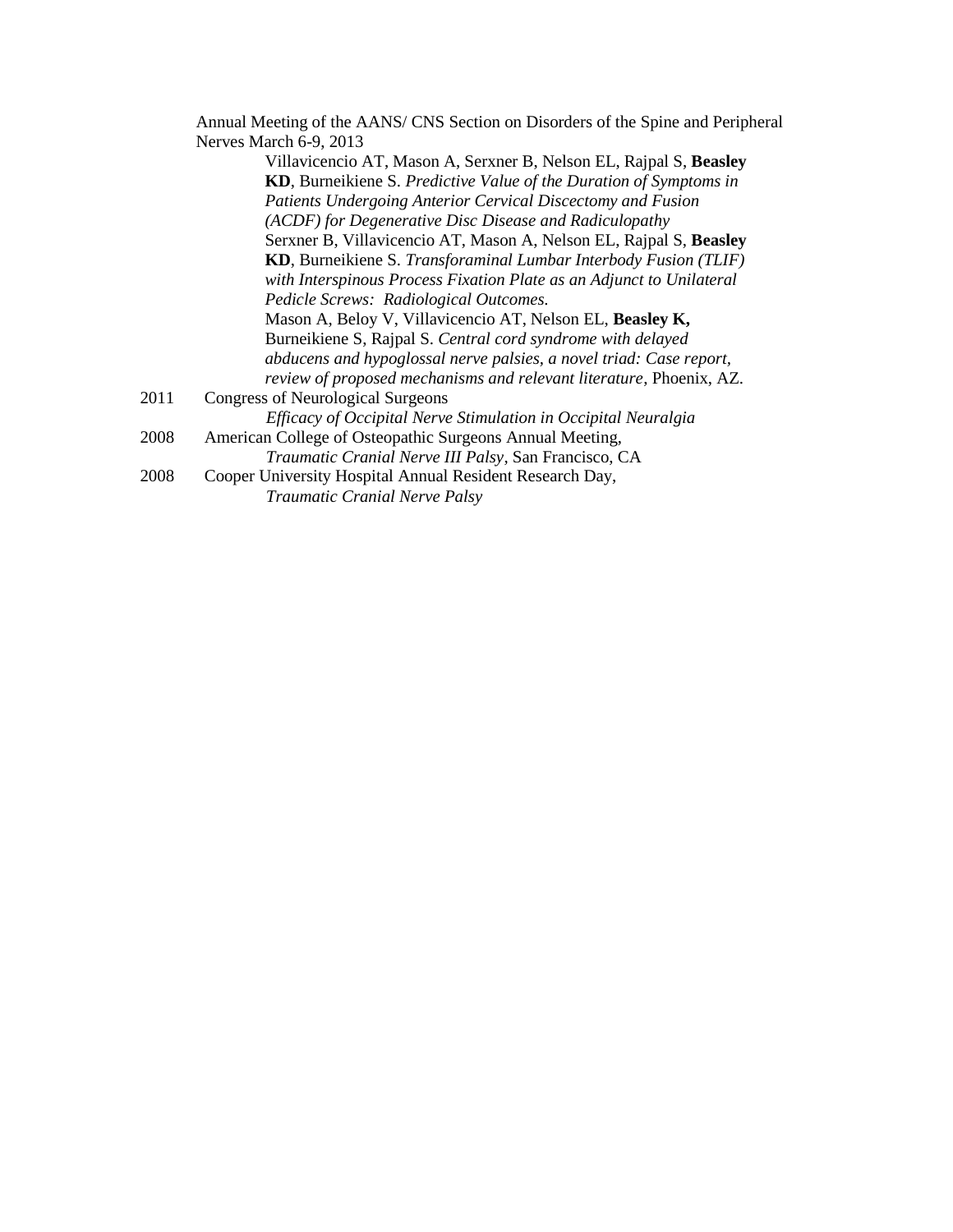Annual Meeting of the AANS/ CNS Section on Disorders of the Spine and Peripheral Nerves March 6-9, 2013

Villavicencio AT, Mason A, Serxner B, Nelson EL, Rajpal S, **Beasley KD**, Burneikiene S. *Predictive Value of the Duration of Symptoms in Patients Undergoing Anterior Cervical Discectomy and Fusion (ACDF) for Degenerative Disc Disease and Radiculopathy*

Serxner B, Villavicencio AT, Mason A, Nelson EL, Rajpal S, **Beasley KD**, Burneikiene S. *Transforaminal Lumbar Interbody Fusion (TLIF) with Interspinous Process Fixation Plate as an Adjunct to Unilateral Pedicle Screws: Radiological Outcomes.*

Mason A, Beloy V, Villavicencio AT, Nelson EL, **Beasley K,** Burneikiene S, Rajpal S. *Central cord syndrome with delayed abducens and hypoglossal nerve palsies, a novel triad: Case report, review of proposed mechanisms and relevant literature*, Phoenix, AZ.

2011 Congress of Neurological Surgeons

*Efficacy of Occipital Nerve Stimulation in Occipital Neuralgia*

2008 American College of Osteopathic Surgeons Annual Meeting,

*Traumatic Cranial Nerve III Palsy*, San Francisco, CA

2008 Cooper University Hospital Annual Resident Research Day,

*Traumatic Cranial Nerve Palsy*